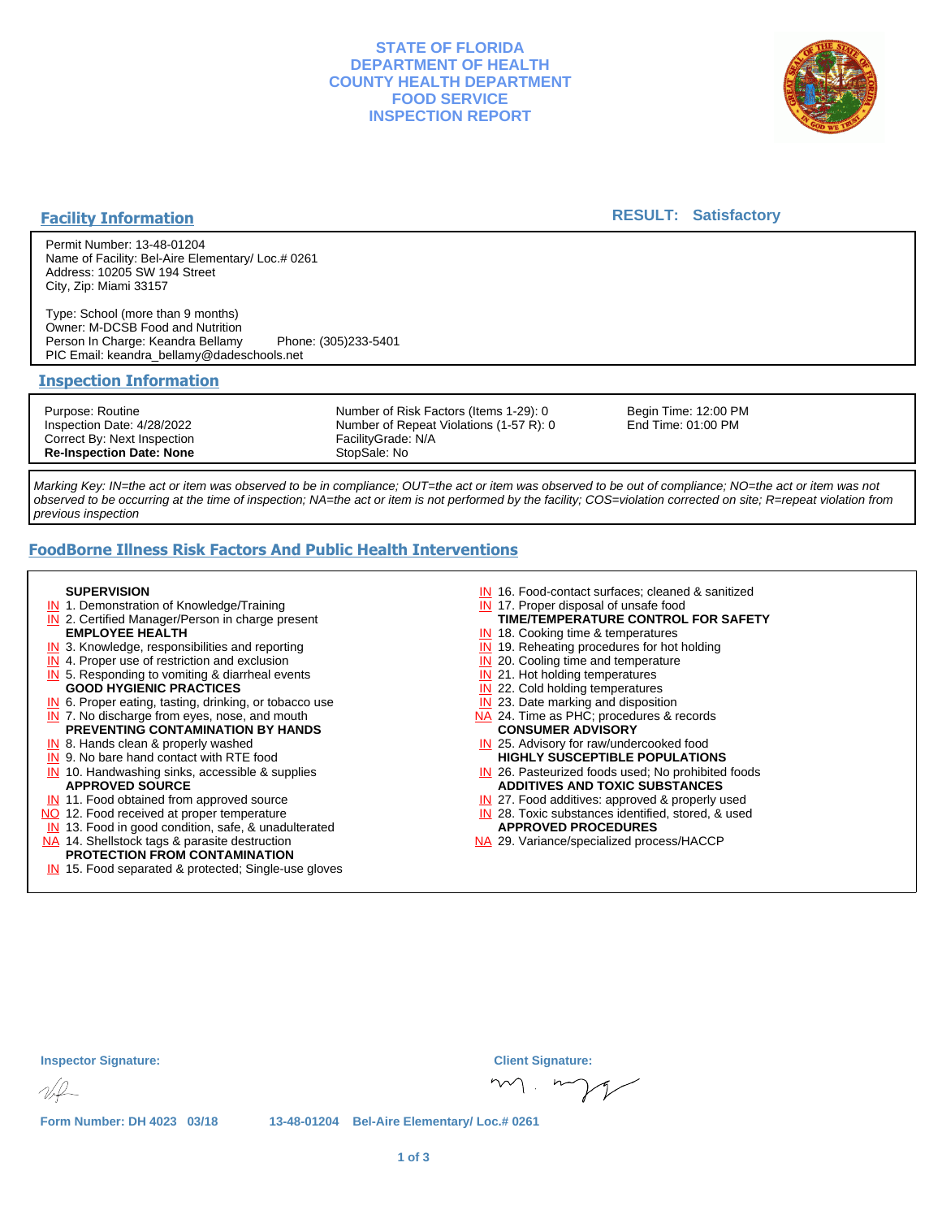# STATE OF FLORIDA
# DEPARTMENT OF HEALTH
# COUNTY HEALTH DEPARTMENT
# FOOD SERVICE
# INSPECTION REPORT

## Facility Information

**RESULT: Satisfactory**

Permit Number: 13-48-01204
Name of Facility: Bel-Aire Elementary/ Loc.# 0261
Address: 10205 SW 194 Street
City, Zip: Miami 33157

Type: School (more than 9 months)
Owner: M-DCSB Food and Nutrition
Person In Charge: Keandra Bellamy    Phone: (305)233-5401
PIC Email: keandra_bellamy@dadeschools.net

## Inspection Information

Purpose: Routine
Inspection Date: 4/28/2022
Correct By: Next Inspection
**Re-Inspection Date: None**

Number of Risk Factors (Items 1-29): 0
Number of Repeat Violations (1-57 R): 0
FacilityGrade: N/A
StopSale: No

Begin Time: 12:00 PM
End Time: 01:00 PM

*Marking Key: IN=the act or item was observed to be in compliance; OUT=the act or item was observed to be out of compliance; NO=the act or item was not observed to be occurring at the time of inspection; NA=the act or item is not performed by the facility; COS=violation corrected on site; R=repeat violation from previous inspection*

## FoodBorne Illness Risk Factors And Public Health Interventions

**SUPERVISION**
- IN 1. Demonstration of Knowledge/Training
- IN 2. Certified Manager/Person in charge present

**EMPLOYEE HEALTH**
- IN 3. Knowledge, responsibilities and reporting
- IN 4. Proper use of restriction and exclusion
- IN 5. Responding to vomiting & diarrheal events

**GOOD HYGIENIC PRACTICES**
- IN 6. Proper eating, tasting, drinking, or tobacco use
- IN 7. No discharge from eyes, nose, and mouth

**PREVENTING CONTAMINATION BY HANDS**
- IN 8. Hands clean & properly washed
- IN 9. No bare hand contact with RTE food
- IN 10. Handwashing sinks, accessible & supplies

**APPROVED SOURCE**
- IN 11. Food obtained from approved source
- NO 12. Food received at proper temperature
- IN 13. Food in good condition, safe, & unadulterated
- NA 14. Shellstock tags & parasite destruction

**PROTECTION FROM CONTAMINATION**
- IN 15. Food separated & protected; Single-use gloves
- IN 16. Food-contact surfaces; cleaned & sanitized
- IN 17. Proper disposal of unsafe food

**TIME/TEMPERATURE CONTROL FOR SAFETY**
- IN 18. Cooking time & temperatures
- IN 19. Reheating procedures for hot holding
- IN 20. Cooling time and temperature
- IN 21. Hot holding temperatures
- IN 22. Cold holding temperatures
- IN 23. Date marking and disposition
- NA 24. Time as PHC; procedures & records

**CONSUMER ADVISORY**
- IN 25. Advisory for raw/undercooked food

**HIGHLY SUSCEPTIBLE POPULATIONS**
- IN 26. Pasteurized foods used; No prohibited foods

**ADDITIVES AND TOXIC SUBSTANCES**
- IN 27. Food additives: approved & properly used
- IN 28. Toxic substances identified, stored, & used

**APPROVED PROCEDURES**
- NA 29. Variance/specialized process/HACCP

**Inspector Signature:**

**Client Signature:**

**Form Number: DH 4023 03/18** 13-48-01204 Bel-Aire Elementary/ Loc.# 0261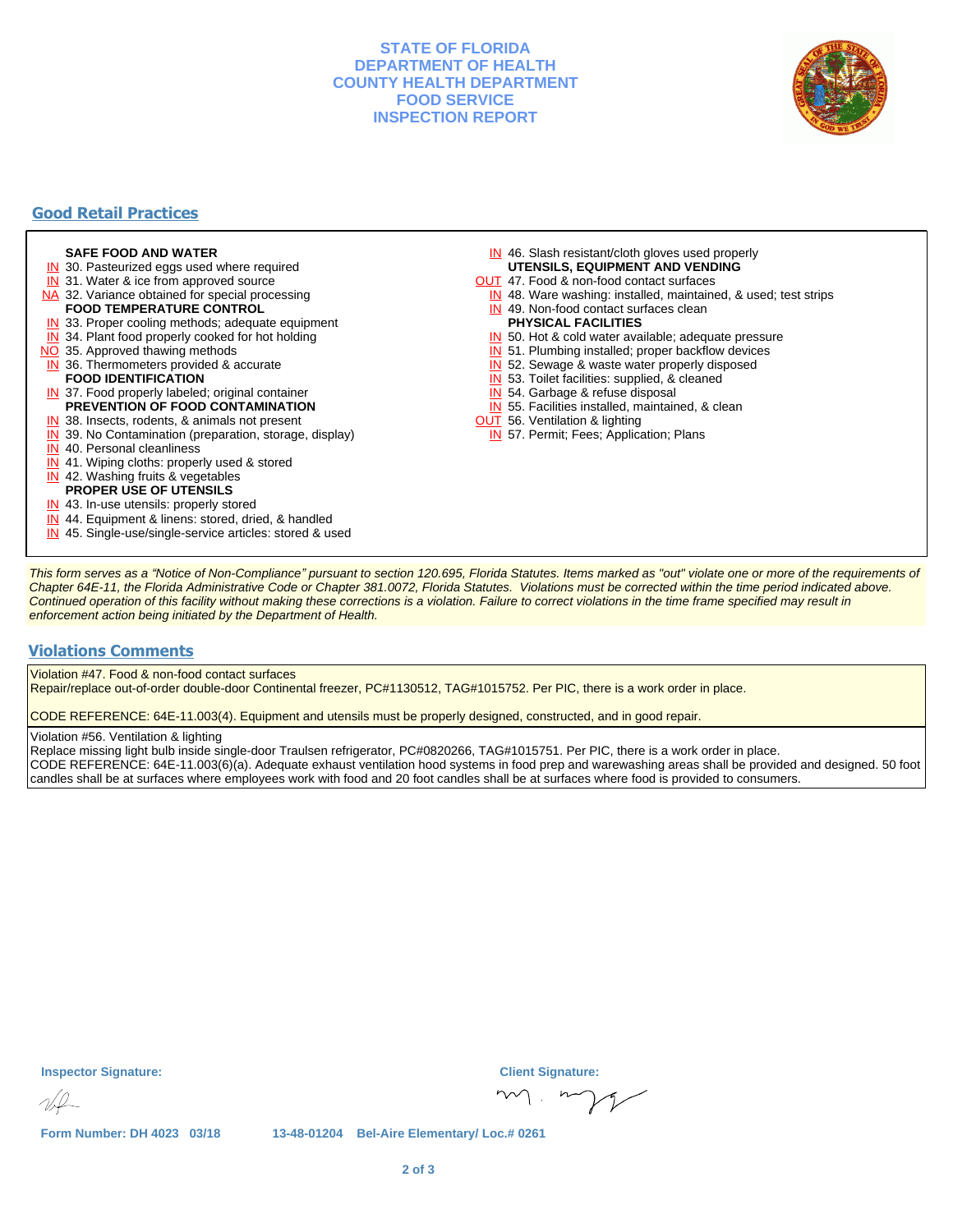**STATE OF FLORIDA**
**DEPARTMENT OF HEALTH**
**COUNTY HEALTH DEPARTMENT**
**FOOD SERVICE**
**INSPECTION REPORT**

## Good Retail Practices

**SAFE FOOD AND WATER**
- IN 30. Pasteurized eggs used where required
- IN 31. Water & ice from approved source
- NA 32. Variance obtained for special processing

**FOOD TEMPERATURE CONTROL**
- IN 33. Proper cooling methods; adequate equipment
- IN 34. Plant food properly cooked for hot holding
- NO 35. Approved thawing methods
- IN 36. Thermometers provided & accurate

**FOOD IDENTIFICATION**
- IN 37. Food properly labeled; original container

**PREVENTION OF FOOD CONTAMINATION**
- IN 38. Insects, rodents, & animals not present
- IN 39. No Contamination (preparation, storage, display)
- IN 40. Personal cleanliness
- IN 41. Wiping cloths: properly used & stored
- IN 42. Washing fruits & vegetables

**PROPER USE OF UTENSILS**
- IN 43. In-use utensils: properly stored
- IN 44. Equipment & linens: stored, dried, & handled
- IN 45. Single-use/single-service articles: stored & used
- IN 46. Slash resistant/cloth gloves used properly

**UTENSILS, EQUIPMENT AND VENDING**
- OUT 47. Food & non-food contact surfaces
- IN 48. Ware washing: installed, maintained, & used; test strips
- IN 49. Non-food contact surfaces clean

**PHYSICAL FACILITIES**
- IN 50. Hot & cold water available; adequate pressure
- IN 51. Plumbing installed; proper backflow devices
- IN 52. Sewage & waste water properly disposed
- IN 53. Toilet facilities: supplied, & cleaned
- IN 54. Garbage & refuse disposal
- IN 55. Facilities installed, maintained, & clean
- OUT 56. Ventilation & lighting
- IN 57. Permit; Fees; Application; Plans

*This form serves as a "Notice of Non-Compliance" pursuant to section 120.695, Florida Statutes. Items marked as "out" violate one or more of the requirements of Chapter 64E-11, the Florida Administrative Code or Chapter 381.0072, Florida Statutes. Violations must be corrected within the time period indicated above. Continued operation of this facility without making these corrections is a violation. Failure to correct violations in the time frame specified may result in enforcement action being initiated by the Department of Health.*

## Violations Comments

Violation #47. Food & non-food contact surfaces
Repair/replace out-of-order double-door Continental freezer, PC#1130512, TAG#1015752. Per PIC, there is a work order in place.

CODE REFERENCE: 64E-11.003(4). Equipment and utensils must be properly designed, constructed, and in good repair.

Violation #56. Ventilation & lighting
Replace missing light bulb inside single-door Traulsen refrigerator, PC#0820266, TAG#1015751. Per PIC, there is a work order in place.
CODE REFERENCE: 64E-11.003(6)(a). Adequate exhaust ventilation hood systems in food prep and warewashing areas shall be provided and designed. 50 foot candles shall be at surfaces where employees work with food and 20 foot candles shall be at surfaces where food is provided to consumers.

**Inspector Signature:**

**Client Signature:**

**Form Number: DH 4023 03/18** 13-48-01204 Bel-Aire Elementary/ Loc.# 0261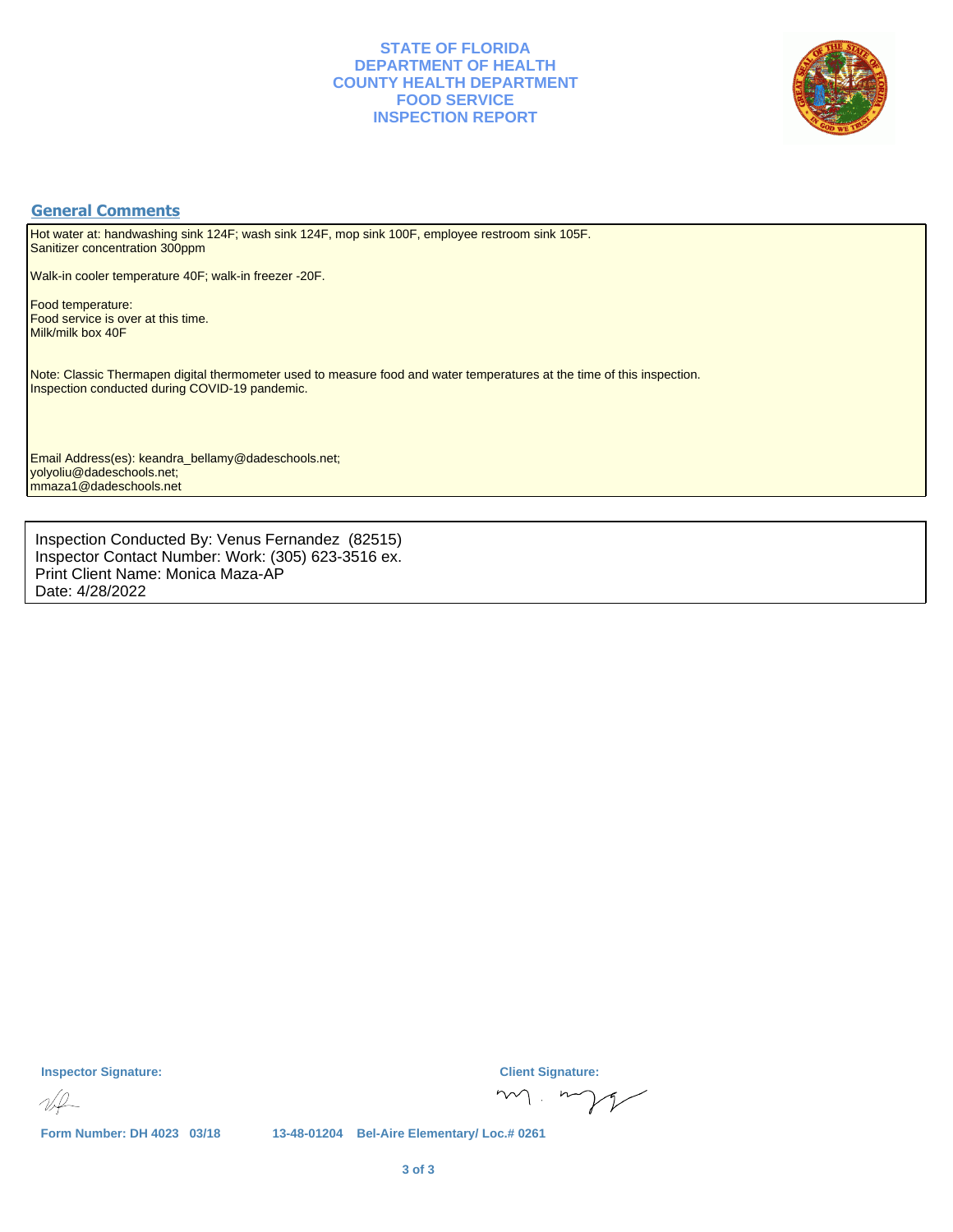STATE OF FLORIDA
DEPARTMENT OF HEALTH
COUNTY HEALTH DEPARTMENT
FOOD SERVICE
INSPECTION REPORT

## General Comments

Hot water at: handwashing sink 124F; wash sink 124F, mop sink 100F, employee restroom sink 105F.
Sanitizer concentration 300ppm

Walk-in cooler temperature 40F; walk-in freezer -20F.

Food temperature:
Food service is over at this time.
Milk/milk box 40F

Note: Classic Thermapen digital thermometer used to measure food and water temperatures at the time of this inspection.
Inspection conducted during COVID-19 pandemic.

Email Address(es): keandra_bellamy@dadeschools.net;
yolyoliu@dadeschools.net;
mmaza1@dadeschools.net

Inspection Conducted By: Venus Fernandez (82515)
Inspector Contact Number: Work: (305) 623-3516 ex.
Print Client Name: Monica Maza-AP
Date: 4/28/2022

**Inspector Signature:**

**Client Signature:**

Form Number: DH 4023 03/18 13-48-01204 Bel-Aire Elementary/ Loc.# 0261